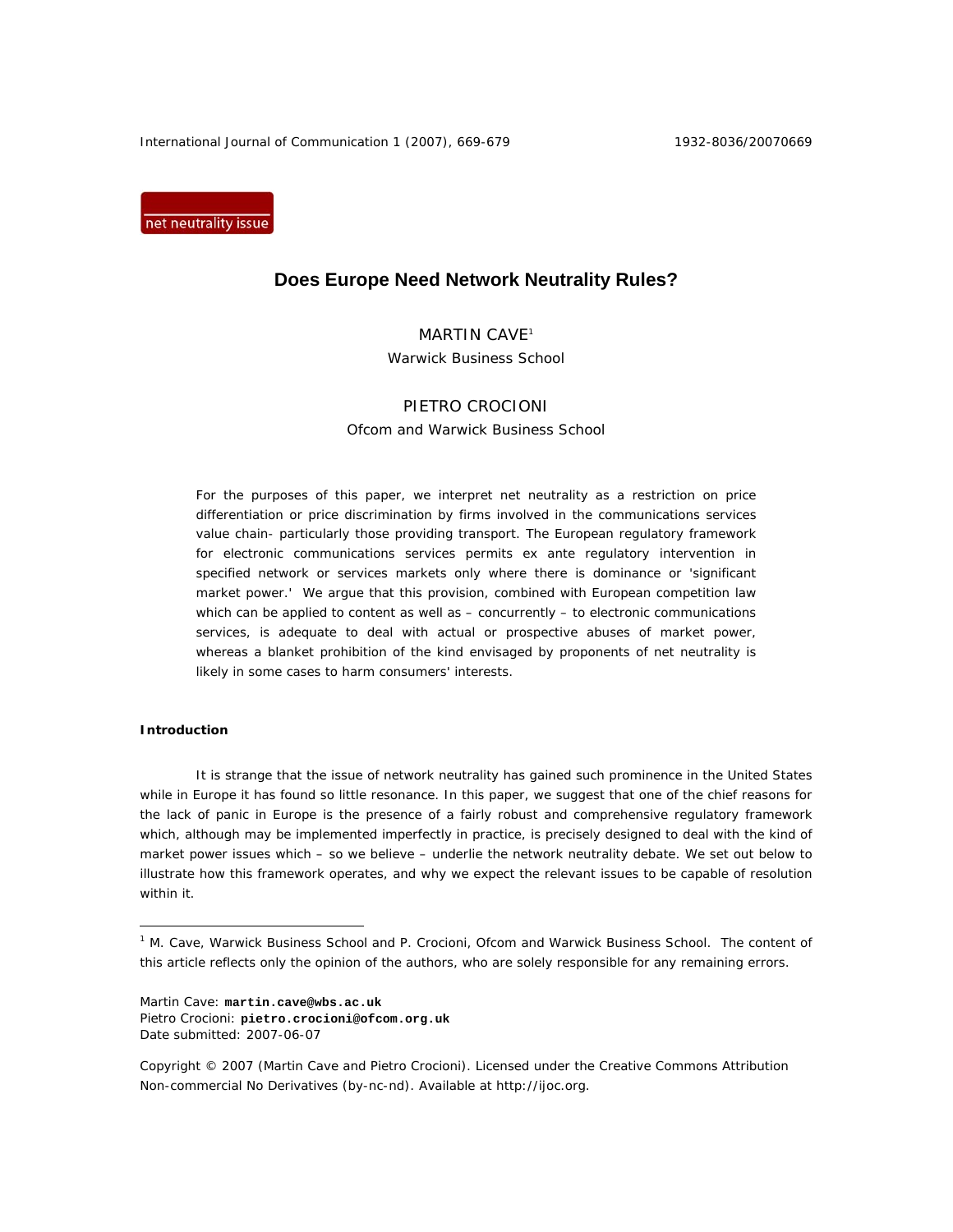net neutrality issue

# Does Europe Need Network Neutrality Rules?

MARTIN CAVE[1]
Warwick Business School

PIETRO CROCIONI
Ofcom and Warwick Business School

*For the purposes of this paper, we interpret net neutrality as a restriction on price differentiation or price discrimination by firms involved in the communications services value chain- particularly those providing transport. The European regulatory framework for electronic communications services permits ex ante regulatory intervention in specified network or services markets only where there is dominance or 'significant market power.' We argue that this provision, combined with European competition law which can be applied to content as well as – concurrently – to electronic communications services, is adequate to deal with actual or prospective abuses of market power, whereas a blanket prohibition of the kind envisaged by proponents of net neutrality is likely in some cases to harm consumers' interests.*

## Introduction

It is strange that the issue of network neutrality has gained such prominence in the United States while in Europe it has found so little resonance. In this paper, we suggest that one of the chief reasons for the lack of panic in Europe is the presence of a fairly robust and comprehensive regulatory framework which, although may be implemented imperfectly in practice, is precisely designed to deal with the kind of market power issues which – so we believe – underlie the network neutrality debate. We set out below to illustrate how this framework operates, and why we expect the relevant issues to be capable of resolution within it.

---

[1] M. Cave, Warwick Business School and P. Crocioni, Ofcom and Warwick Business School. The content of this article reflects only the opinion of the authors, who are solely responsible for any remaining errors.

Martin Cave: **martin.cave@wbs.ac.uk**
Pietro Crocioni: **pietro.crocioni@ofcom.org.uk**
Date submitted: 2007-06-07

Copyright © 2007 (Martin Cave and Pietro Crocioni). Licensed under the Creative Commons Attribution Non-commercial No Derivatives (by-nc-nd). Available at http://ijoc.org.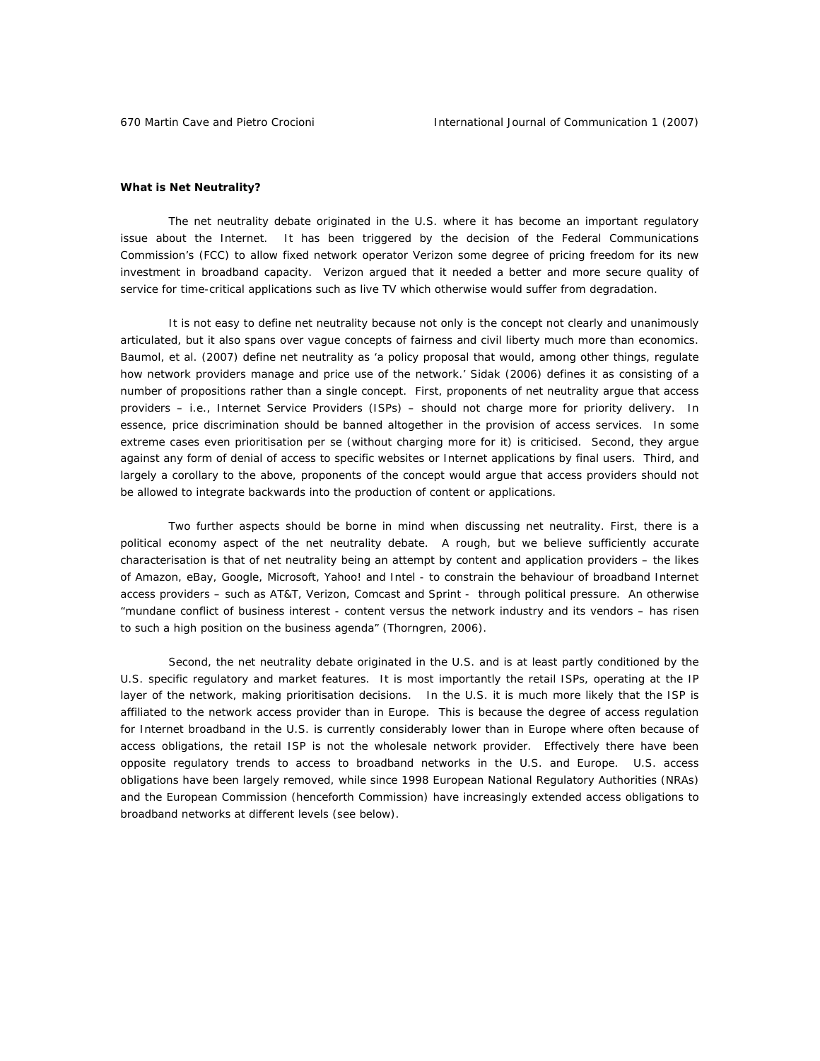**What is Net Neutrality?**

The net neutrality debate originated in the U.S. where it has become an important regulatory issue about the Internet. It has been triggered by the decision of the Federal Communications Commission's (FCC) to allow fixed network operator Verizon some degree of pricing freedom for its new investment in broadband capacity. Verizon argued that it needed a better and more secure quality of service for time-critical applications such as live TV which otherwise would suffer from degradation.

It is not easy to define net neutrality because not only is the concept not clearly and unanimously articulated, but it also spans over vague concepts of fairness and civil liberty much more than economics. Baumol, et al. (2007) define net neutrality as 'a policy proposal that would, among other things, regulate how network providers manage and price use of the network.' Sidak (2006) defines it as consisting of a number of propositions rather than a single concept. First, proponents of net neutrality argue that access providers – i.e., Internet Service Providers (ISPs) – should not charge more for priority delivery. In essence, price discrimination should be banned altogether in the provision of access services. In some extreme cases even prioritisation per se (without charging more for it) is criticised. Second, they argue against any form of denial of access to specific websites or Internet applications by final users. Third, and largely a corollary to the above, proponents of the concept would argue that access providers should not be allowed to integrate backwards into the production of content or applications.

Two further aspects should be borne in mind when discussing net neutrality. First, there is a political economy aspect of the net neutrality debate. A rough, but we believe sufficiently accurate characterisation is that of net neutrality being an attempt by content and application providers – the likes of Amazon, eBay, Google, Microsoft, Yahoo! and Intel - to constrain the behaviour of broadband Internet access providers – such as AT&T, Verizon, Comcast and Sprint - through political pressure. An otherwise "mundane conflict of business interest - content versus the network industry and its vendors – has risen to such a high position on the business agenda" (Thorngren, 2006).

Second, the net neutrality debate originated in the U.S. and is at least partly conditioned by the U.S. specific regulatory and market features. It is most importantly the retail ISPs, operating at the IP layer of the network, making prioritisation decisions. In the U.S. it is much more likely that the ISP is affiliated to the network access provider than in Europe. This is because the degree of access regulation for Internet broadband in the U.S. is currently considerably lower than in Europe where often because of access obligations, the retail ISP is not the wholesale network provider. Effectively there have been opposite regulatory trends to access to broadband networks in the U.S. and Europe. U.S. access obligations have been largely removed, while since 1998 European National Regulatory Authorities (NRAs) and the European Commission (henceforth Commission) have increasingly extended access obligations to broadband networks at different levels (see below).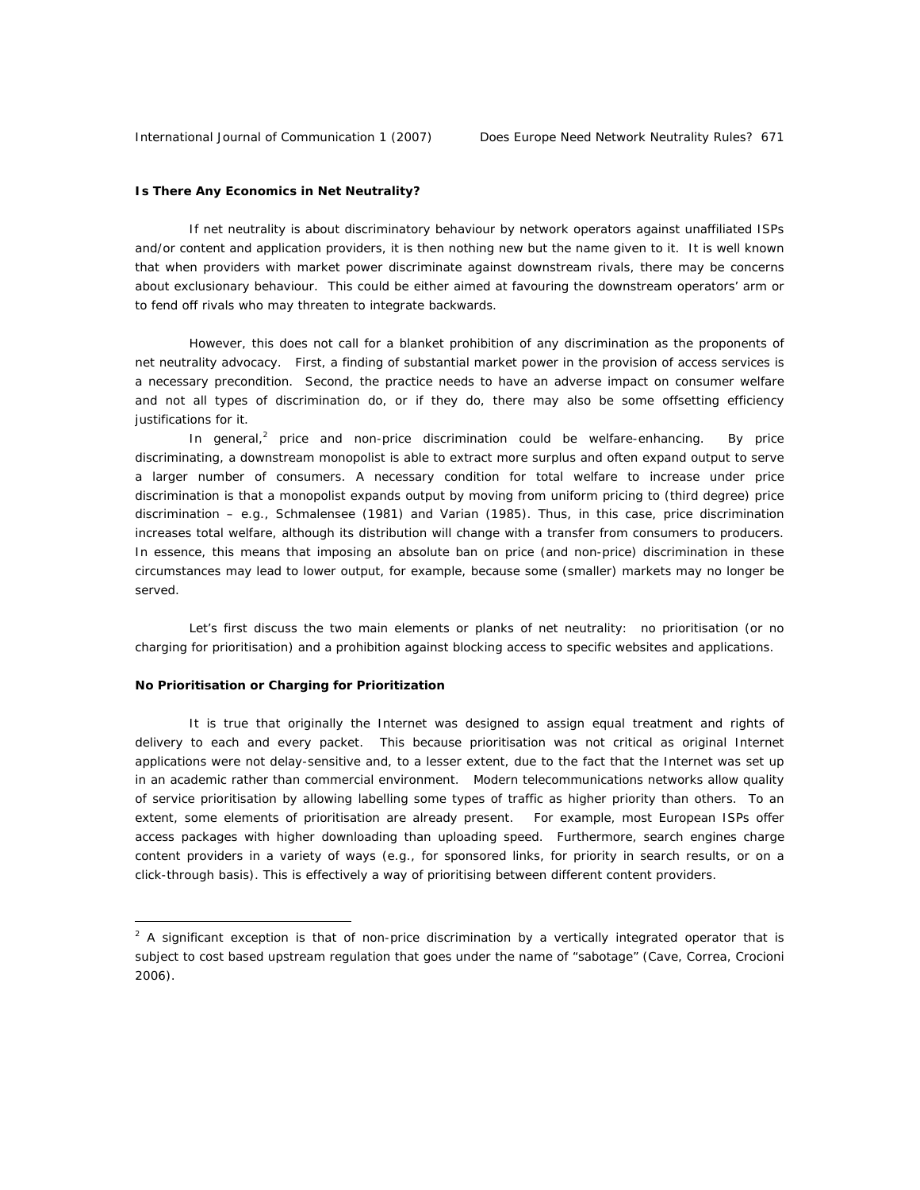**Is There Any Economics in Net Neutrality?**

If net neutrality is about discriminatory behaviour by network operators against unaffiliated ISPs and/or content and application providers, it is then nothing new but the name given to it. It is well known that when providers with market power discriminate against downstream rivals, there may be concerns about exclusionary behaviour. This could be either aimed at favouring the downstream operators' arm or to fend off rivals who may threaten to integrate backwards.

However, this does not call for a blanket prohibition of any discrimination as the proponents of net neutrality advocacy. First, a finding of substantial market power in the provision of access services is a necessary precondition. Second, the practice needs to have an adverse impact on consumer welfare and not all types of discrimination do, or if they do, there may also be some offsetting efficiency justifications for it.

In general,[2] price and non-price discrimination could be welfare-enhancing. By price discriminating, a downstream monopolist is able to extract more surplus and often expand output to serve a larger number of consumers. A necessary condition for total welfare to increase under price discrimination is that a monopolist expands output by moving from uniform pricing to (third degree) price discrimination – e.g., Schmalensee (1981) and Varian (1985). Thus, in this case, price discrimination increases total welfare, although its distribution will change with a transfer from consumers to producers. In essence, this means that imposing an absolute ban on price (and non-price) discrimination in these circumstances may lead to lower output, for example, because some (smaller) markets may no longer be served.

Let's first discuss the two main elements or planks of net neutrality: no prioritisation (or no charging for prioritisation) and a prohibition against blocking access to specific websites and applications.

**No Prioritisation or Charging for Prioritization**

It is true that originally the Internet was designed to assign equal treatment and rights of delivery to each and every packet. This because prioritisation was not critical as original Internet applications were not delay-sensitive and, to a lesser extent, due to the fact that the Internet was set up in an academic rather than commercial environment. Modern telecommunications networks allow quality of service prioritisation by allowing labelling some types of traffic as higher priority than others. To an extent, some elements of prioritisation are already present. For example, most European ISPs offer access packages with higher downloading than uploading speed. Furthermore, search engines charge content providers in a variety of ways (e.g., for sponsored links, for priority in search results, or on a click-through basis). This is effectively a way of prioritising between different content providers.

---

[2] A significant exception is that of non-price discrimination by a vertically integrated operator that is subject to cost based upstream regulation that goes under the name of "sabotage" (Cave, Correa, Crocioni 2006).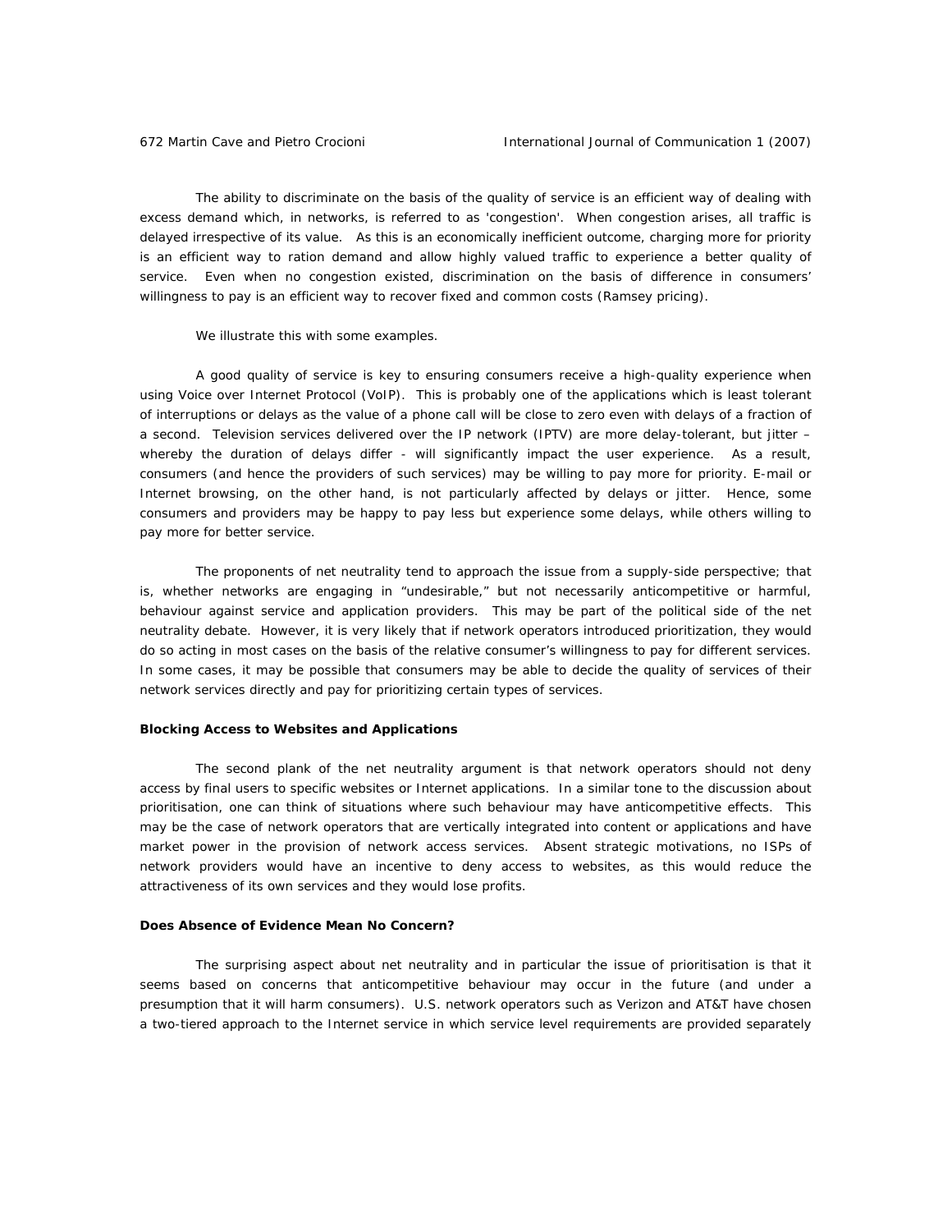The ability to discriminate on the basis of the quality of service is an efficient way of dealing with excess demand which, in networks, is referred to as 'congestion'. When congestion arises, all traffic is delayed irrespective of its value. As this is an economically inefficient outcome, charging more for priority is an efficient way to ration demand and allow highly valued traffic to experience a better quality of service. Even when no congestion existed, discrimination on the basis of difference in consumers' willingness to pay is an efficient way to recover fixed and common costs (Ramsey pricing).

We illustrate this with some examples.

A good quality of service is key to ensuring consumers receive a high-quality experience when using Voice over Internet Protocol (VoIP). This is probably one of the applications which is least tolerant of interruptions or delays as the value of a phone call will be close to zero even with delays of a fraction of a second. Television services delivered over the IP network (IPTV) are more delay-tolerant, but jitter – whereby the duration of delays differ - will significantly impact the user experience. As a result, consumers (and hence the providers of such services) may be willing to pay more for priority. E-mail or Internet browsing, on the other hand, is not particularly affected by delays or jitter. Hence, some consumers and providers may be happy to pay less but experience some delays, while others willing to pay more for better service.

The proponents of net neutrality tend to approach the issue from a supply-side perspective; that is, whether networks are engaging in "undesirable," but not necessarily anticompetitive or harmful, behaviour against service and application providers. This may be part of the political side of the net neutrality debate. However, it is very likely that if network operators introduced prioritization, they would do so acting in most cases on the basis of the relative consumer's willingness to pay for different services. In some cases, it may be possible that consumers may be able to decide the quality of services of their network services directly and pay for prioritizing certain types of services.

### Blocking Access to Websites and Applications

The second plank of the net neutrality argument is that network operators should not deny access by final users to specific websites or Internet applications. In a similar tone to the discussion about prioritisation, one can think of situations where such behaviour may have anticompetitive effects. This may be the case of network operators that are vertically integrated into content or applications and have market power in the provision of network access services. Absent strategic motivations, no ISPs of network providers would have an incentive to deny access to websites, as this would reduce the attractiveness of its own services and they would lose profits.

### Does Absence of Evidence Mean No Concern?

The surprising aspect about net neutrality and in particular the issue of prioritisation is that it seems based on concerns that anticompetitive behaviour may occur in the future (and under a presumption that it will harm consumers). U.S. network operators such as Verizon and AT&T have chosen a two-tiered approach to the Internet service in which service level requirements are provided separately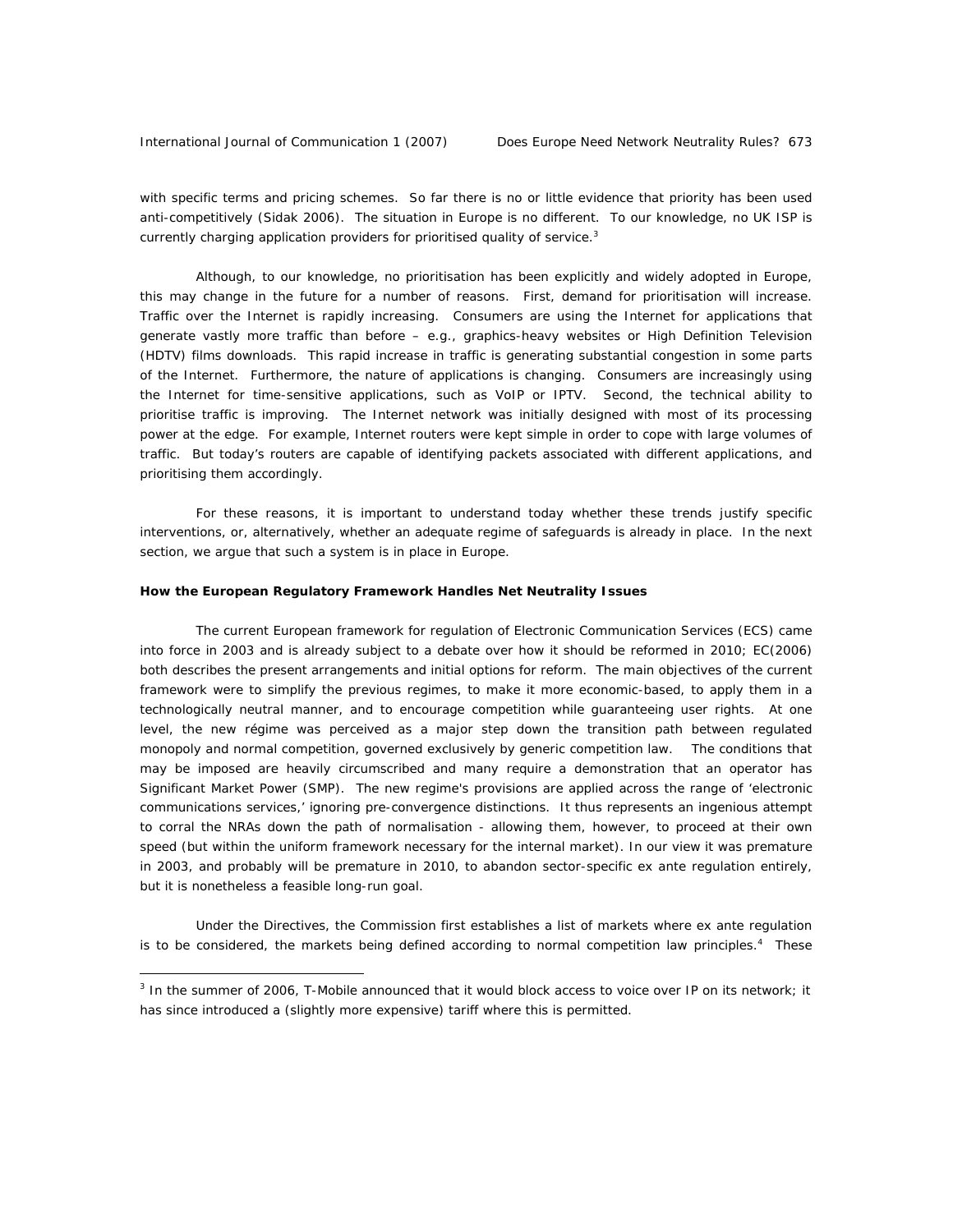with specific terms and pricing schemes. So far there is no or little evidence that priority has been used anti-competitively (Sidak 2006). The situation in Europe is no different. To our knowledge, no UK ISP is currently charging application providers for prioritised quality of service.[3]

Although, to our knowledge, no prioritisation has been explicitly and widely adopted in Europe, this may change in the future for a number of reasons. First, demand for prioritisation will increase. Traffic over the Internet is rapidly increasing. Consumers are using the Internet for applications that generate vastly more traffic than before – e.g., graphics-heavy websites or High Definition Television (HDTV) films downloads. This rapid increase in traffic is generating substantial congestion in some parts of the Internet. Furthermore, the nature of applications is changing. Consumers are increasingly using the Internet for time-sensitive applications, such as VoIP or IPTV. Second, the technical ability to prioritise traffic is improving. The Internet network was initially designed with most of its processing power at the edge. For example, Internet routers were kept simple in order to cope with large volumes of traffic. But today's routers are capable of identifying packets associated with different applications, and prioritising them accordingly.

For these reasons, it is important to understand today whether these trends justify specific interventions, or, alternatively, whether an adequate regime of safeguards is already in place. In the next section, we argue that such a system is in place in Europe.

**How the European Regulatory Framework Handles Net Neutrality Issues**

The current European framework for regulation of Electronic Communication Services (ECS) came into force in 2003 and is already subject to a debate over how it should be reformed in 2010; EC(2006) both describes the present arrangements and initial options for reform. The main objectives of the current framework were to simplify the previous regimes, to make it more economic-based, to apply them in a technologically neutral manner, and to encourage competition while guaranteeing user rights. At one level, the new régime was perceived as a major step down the transition path between regulated monopoly and normal competition, governed exclusively by generic competition law. The conditions that may be imposed are heavily circumscribed and many require a demonstration that an operator has Significant Market Power (SMP). The new regime's provisions are applied across the range of 'electronic communications services,' ignoring pre-convergence distinctions. It thus represents an ingenious attempt to corral the NRAs down the path of normalisation - allowing them, however, to proceed at their own speed (but within the uniform framework necessary for the internal market). In our view it was premature in 2003, and probably will be premature in 2010, to abandon sector-specific ex ante regulation entirely, but it is nonetheless a feasible long-run goal.

Under the Directives, the Commission first establishes a list of markets where ex ante regulation is to be considered, the markets being defined according to normal competition law principles.[4] These

---

[3] In the summer of 2006, T-Mobile announced that it would block access to voice over IP on its network; it has since introduced a (slightly more expensive) tariff where this is permitted.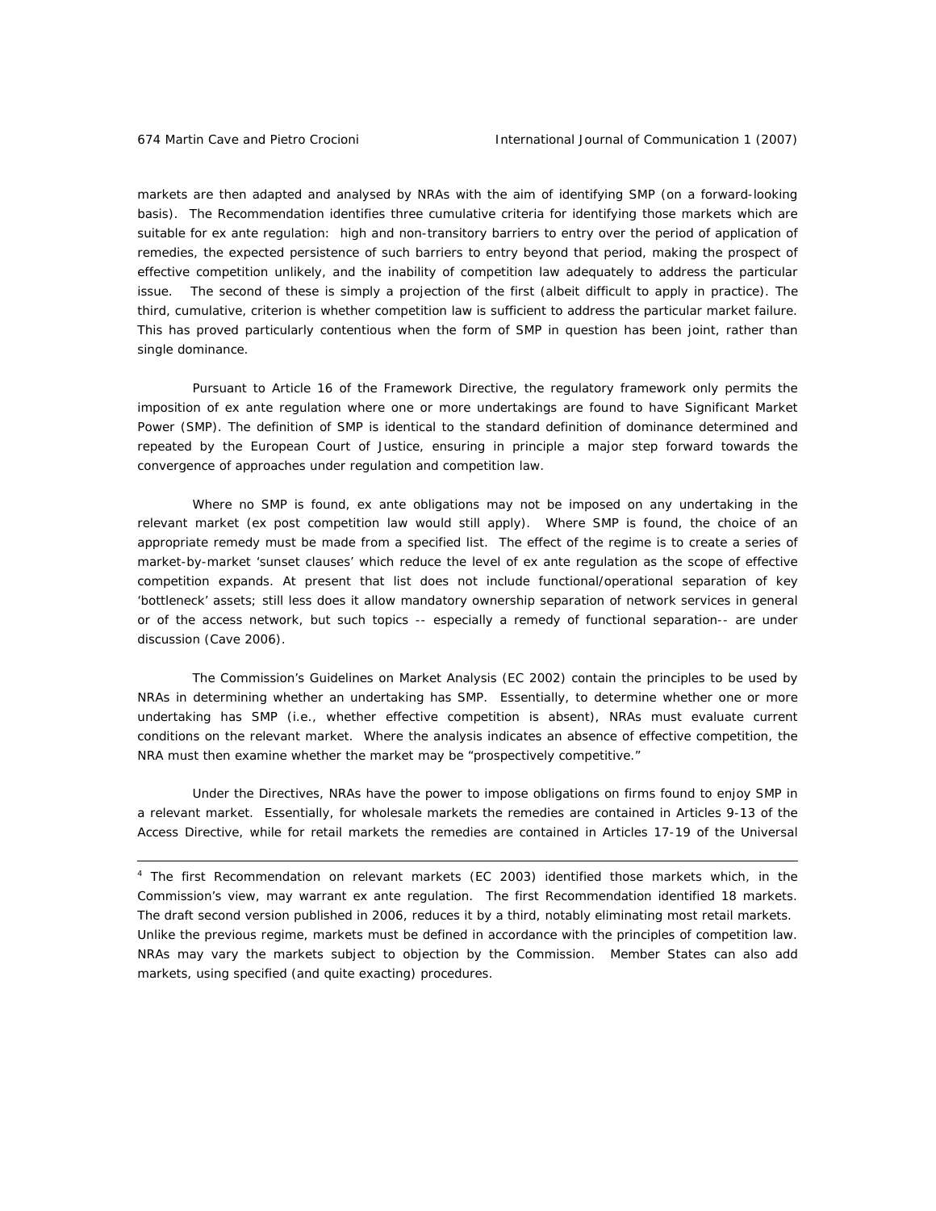markets are then adapted and analysed by NRAs with the aim of identifying SMP (on a forward-looking basis). The Recommendation identifies three cumulative criteria for identifying those markets which are suitable for ex ante regulation: high and non-transitory barriers to entry over the period of application of remedies, the expected persistence of such barriers to entry beyond that period, making the prospect of effective competition unlikely, and the inability of competition law adequately to address the particular issue. The second of these is simply a projection of the first (albeit difficult to apply in practice). The third, cumulative, criterion is whether competition law is sufficient to address the particular market failure. This has proved particularly contentious when the form of SMP in question has been joint, rather than single dominance.

Pursuant to Article 16 of the Framework Directive, the regulatory framework only permits the imposition of ex ante regulation where one or more undertakings are found to have Significant Market Power (SMP). The definition of SMP is identical to the standard definition of dominance determined and repeated by the European Court of Justice, ensuring in principle a major step forward towards the convergence of approaches under regulation and competition law.

Where no SMP is found, ex ante obligations may not be imposed on any undertaking in the relevant market (ex post competition law would still apply). Where SMP is found, the choice of an appropriate remedy must be made from a specified list. The effect of the regime is to create a series of market-by-market 'sunset clauses' which reduce the level of ex ante regulation as the scope of effective competition expands. At present that list does not include functional/operational separation of key 'bottleneck' assets; still less does it allow mandatory ownership separation of network services in general or of the access network, but such topics -- especially a remedy of functional separation-- are under discussion (Cave 2006).

The Commission's Guidelines on Market Analysis (EC 2002) contain the principles to be used by NRAs in determining whether an undertaking has SMP. Essentially, to determine whether one or more undertaking has SMP (i.e., whether effective competition is absent), NRAs must evaluate current conditions on the relevant market. Where the analysis indicates an absence of effective competition, the NRA must then examine whether the market may be "prospectively competitive."

Under the Directives, NRAs have the power to impose obligations on firms found to enjoy SMP in a relevant market. Essentially, for wholesale markets the remedies are contained in Articles 9-13 of the Access Directive, while for retail markets the remedies are contained in Articles 17-19 of the Universal

---

[4] The first Recommendation on relevant markets (EC 2003) identified those markets which, in the Commission's view, may warrant ex ante regulation. The first Recommendation identified 18 markets. The draft second version published in 2006, reduces it by a third, notably eliminating most retail markets. Unlike the previous regime, markets must be defined in accordance with the principles of competition law. NRAs may vary the markets subject to objection by the Commission. Member States can also add markets, using specified (and quite exacting) procedures.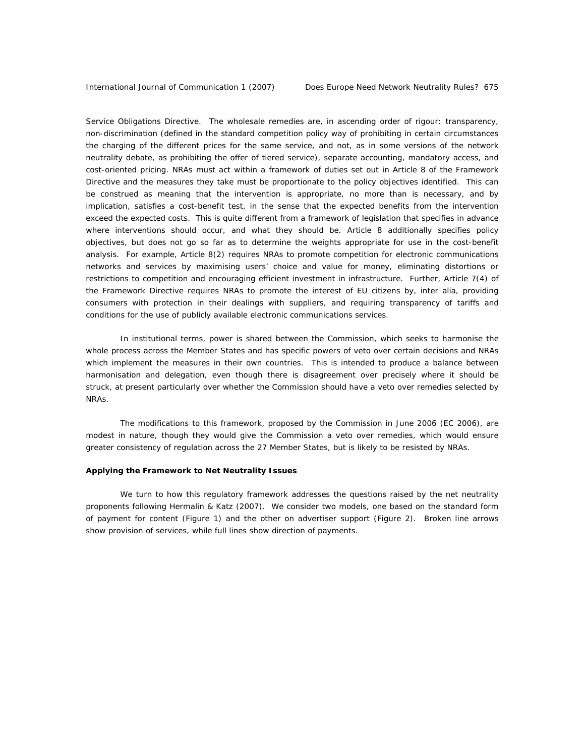Service Obligations Directive. The wholesale remedies are, in ascending order of rigour: transparency, non-discrimination (defined in the standard competition policy way of prohibiting in certain circumstances the charging of the different prices for the same service, and not, as in some versions of the network neutrality debate, as prohibiting the offer of tiered service), separate accounting, mandatory access, and cost-oriented pricing. NRAs must act within a framework of duties set out in Article 8 of the Framework Directive and the measures they take must be proportionate to the policy objectives identified. This can be construed as meaning that the intervention is appropriate, no more than is necessary, and by implication, satisfies a cost-benefit test, in the sense that the expected benefits from the intervention exceed the expected costs. This is quite different from a framework of legislation that specifies in advance where interventions should occur, and what they should be. Article 8 additionally specifies policy objectives, but does not go so far as to determine the weights appropriate for use in the cost-benefit analysis. For example, Article 8(2) requires NRAs to promote competition for electronic communications networks and services by maximising users' choice and value for money, eliminating distortions or restrictions to competition and encouraging efficient investment in infrastructure. Further, Article 7(4) of the Framework Directive requires NRAs to promote the interest of EU citizens by, inter alia, providing consumers with protection in their dealings with suppliers, and requiring transparency of tariffs and conditions for the use of publicly available electronic communications services.

In institutional terms, power is shared between the Commission, which seeks to harmonise the whole process across the Member States and has specific powers of veto over certain decisions and NRAs which implement the measures in their own countries. This is intended to produce a balance between harmonisation and delegation, even though there is disagreement over precisely where it should be struck, at present particularly over whether the Commission should have a veto over remedies selected by NRAs.

The modifications to this framework, proposed by the Commission in June 2006 (EC 2006), are modest in nature, though they would give the Commission a veto over remedies, which would ensure greater consistency of regulation across the 27 Member States, but is likely to be resisted by NRAs.

**Applying the Framework to Net Neutrality Issues**

We turn to how this regulatory framework addresses the questions raised by the net neutrality proponents following Hermalin & Katz (2007). We consider two models, one based on the standard form of payment for content (Figure 1) and the other on advertiser support (Figure 2). Broken line arrows show provision of services, while full lines show direction of payments.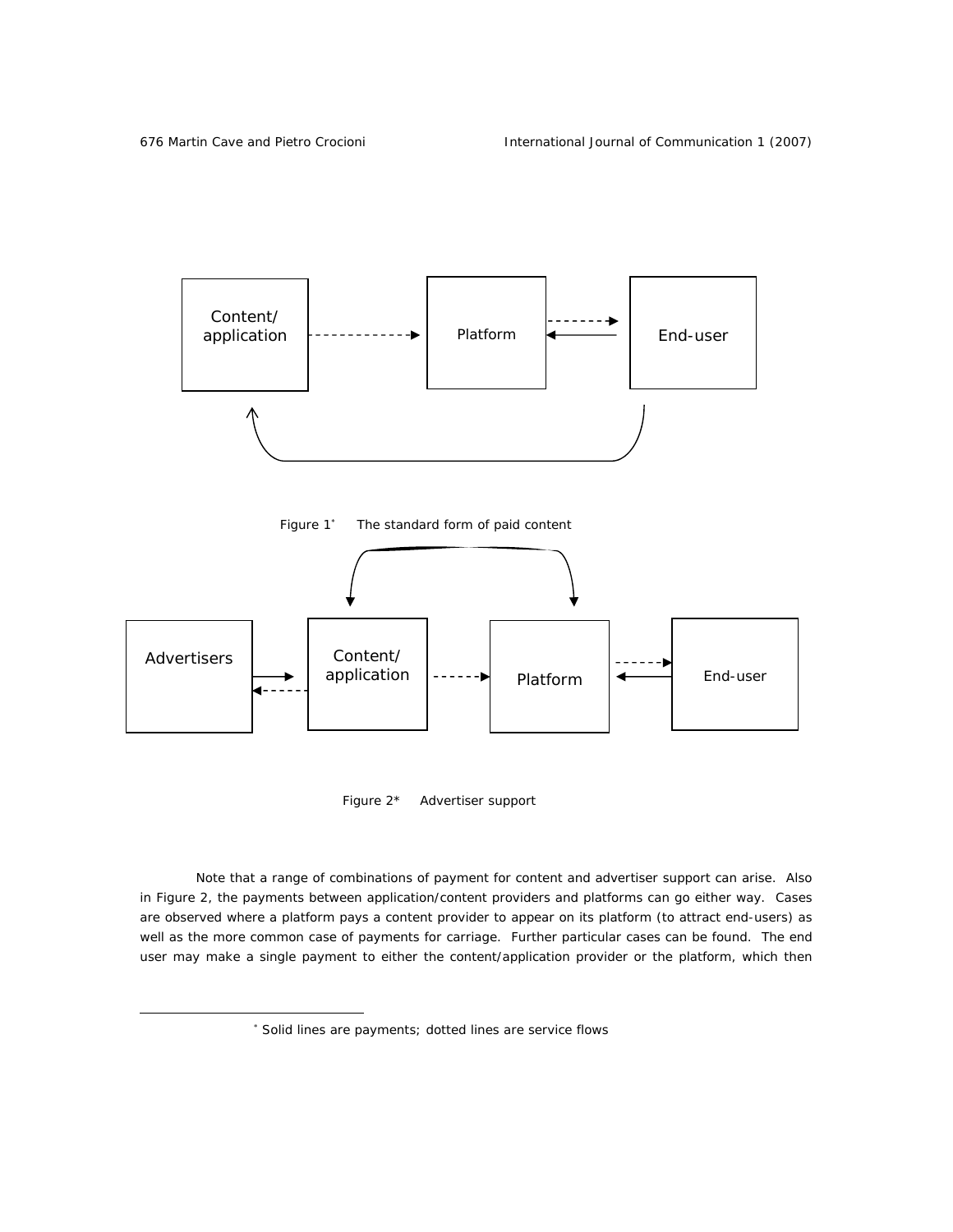Content/
application

Platform

End-user

Figure 1* The standard form of paid content

Advertisers

Content/
application

Platform

End-user

Figure 2* Advertiser support

Note that a range of combinations of payment for content and advertiser support can arise. Also in Figure 2, the payments between application/content providers and platforms can go either way. Cases are observed where a platform pays a content provider to appear on its platform (to attract end-users) as well as the more common case of payments for carriage. Further particular cases can be found. The end user may make a single payment to either the content/application provider or the platform, which then

---

* Solid lines are payments; dotted lines are service flows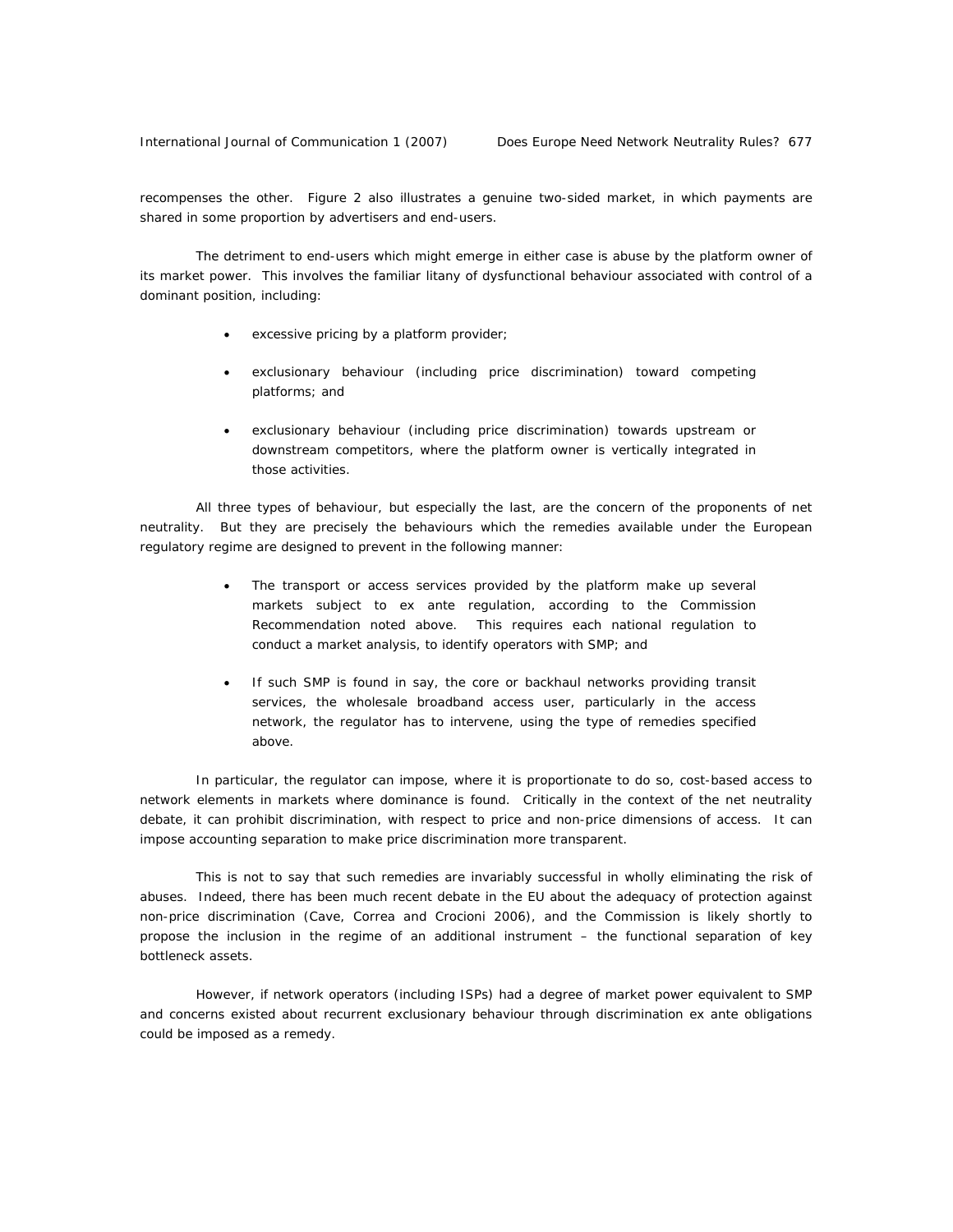recompenses the other. Figure 2 also illustrates a genuine two-sided market, in which payments are shared in some proportion by advertisers and end-users.

The detriment to end-users which might emerge in either case is abuse by the platform owner of its market power. This involves the familiar litany of dysfunctional behaviour associated with control of a dominant position, including:

- excessive pricing by a platform provider;
- exclusionary behaviour (including price discrimination) toward competing platforms; and
- exclusionary behaviour (including price discrimination) towards upstream or downstream competitors, where the platform owner is vertically integrated in those activities.

All three types of behaviour, but especially the last, are the concern of the proponents of net neutrality. But they are precisely the behaviours which the remedies available under the European regulatory regime are designed to prevent in the following manner:

- The transport or access services provided by the platform make up several markets subject to ex ante regulation, according to the Commission Recommendation noted above. This requires each national regulation to conduct a market analysis, to identify operators with SMP; and
- If such SMP is found in say, the core or backhaul networks providing transit services, the wholesale broadband access user, particularly in the access network, the regulator has to intervene, using the type of remedies specified above.

In particular, the regulator can impose, where it is proportionate to do so, cost-based access to network elements in markets where dominance is found. Critically in the context of the net neutrality debate, it can prohibit discrimination, with respect to price and non-price dimensions of access. It can impose accounting separation to make price discrimination more transparent.

This is not to say that such remedies are invariably successful in wholly eliminating the risk of abuses. Indeed, there has been much recent debate in the EU about the adequacy of protection against non-price discrimination (Cave, Correa and Crocioni 2006), and the Commission is likely shortly to propose the inclusion in the regime of an additional instrument – the functional separation of key bottleneck assets.

However, if network operators (including ISPs) had a degree of market power equivalent to SMP and concerns existed about recurrent exclusionary behaviour through discrimination ex ante obligations could be imposed as a remedy.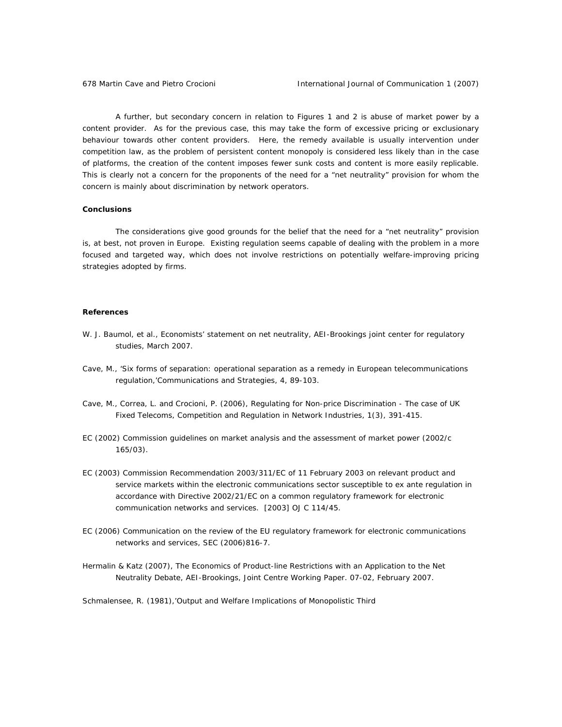A further, but secondary concern in relation to Figures 1 and 2 is abuse of market power by a content provider. As for the previous case, this may take the form of excessive pricing or exclusionary behaviour towards other content providers. Here, the remedy available is usually intervention under competition law, as the problem of persistent content monopoly is considered less likely than in the case of platforms, the creation of the content imposes fewer sunk costs and content is more easily replicable. This is clearly not a concern for the proponents of the need for a "net neutrality" provision for whom the concern is mainly about discrimination by network operators.

**Conclusions**

The considerations give good grounds for the belief that the need for a "net neutrality" provision is, at best, not proven in Europe. Existing regulation seems capable of dealing with the problem in a more focused and targeted way, which does not involve restrictions on potentially welfare-improving pricing strategies adopted by firms.

**References**

W. J. Baumol, et al., Economists' statement on net neutrality, AEI-Brookings joint center for regulatory studies, March 2007.

Cave, M., 'Six forms of separation: operational separation as a remedy in European telecommunications regulation,'Communications and Strategies, 4, 89-103.

Cave, M., Correa, L. and Crocioni, P. (2006), Regulating for Non-price Discrimination - The case of UK Fixed Telecoms, Competition and Regulation in Network Industries, 1(3), 391-415.

EC (2002) Commission guidelines on market analysis and the assessment of market power (2002/c 165/03).

EC (2003) Commission Recommendation 2003/311/EC of 11 February 2003 on relevant product and service markets within the electronic communications sector susceptible to ex ante regulation in accordance with Directive 2002/21/EC on a common regulatory framework for electronic communication networks and services. [2003] OJ C 114/45.

EC (2006) Communication on the review of the EU regulatory framework for electronic communications networks and services, SEC (2006)816-7.

Hermalin & Katz (2007), The Economics of Product-line Restrictions with an Application to the Net Neutrality Debate, AEI-Brookings, Joint Centre Working Paper. 07-02, February 2007.

Schmalensee, R. (1981),'Output and Welfare Implications of Monopolistic Third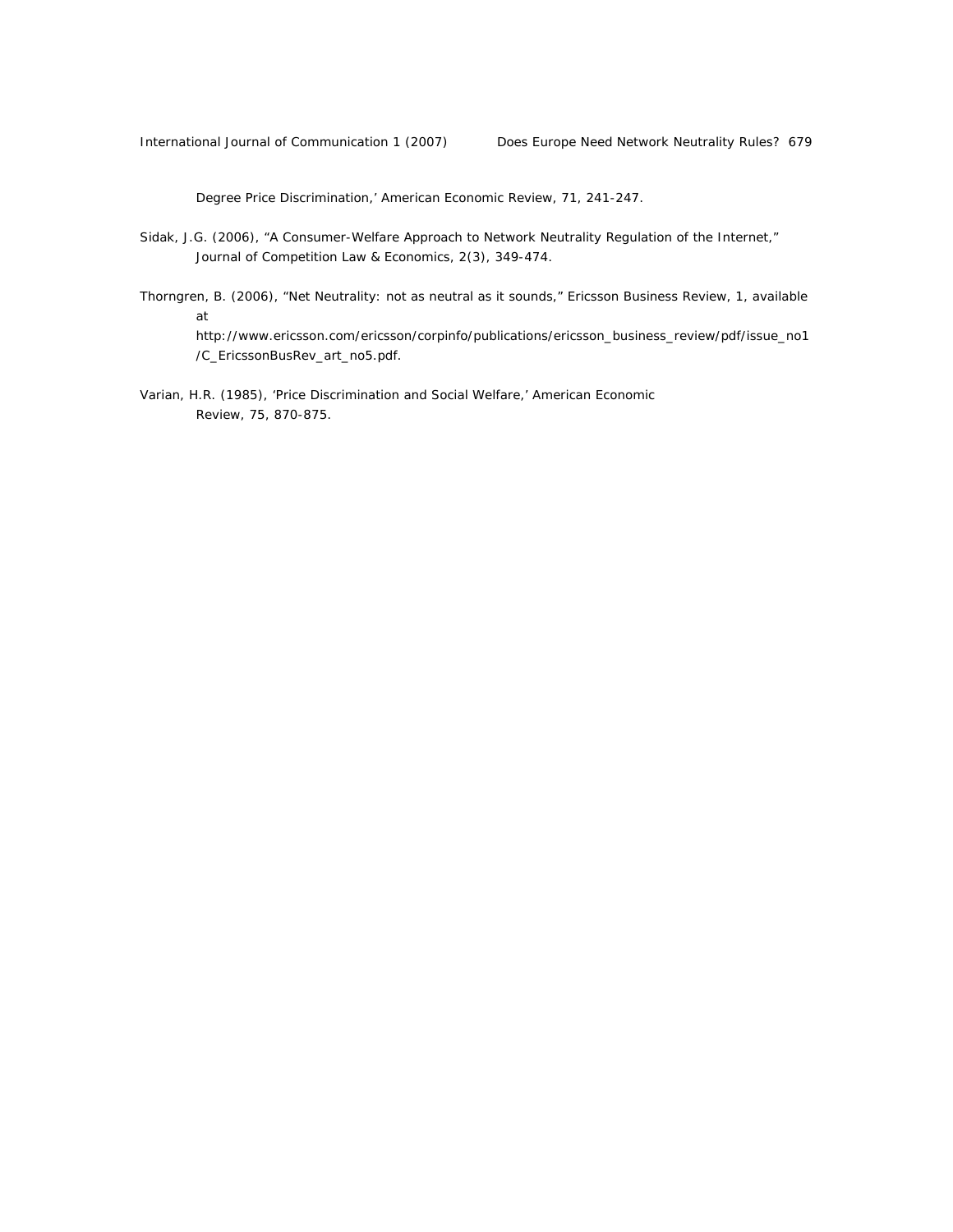Degree Price Discrimination,' American Economic Review, 71, 241-247.

Sidak, J.G. (2006), "A Consumer-Welfare Approach to Network Neutrality Regulation of the Internet," Journal of Competition Law & Economics, 2(3), 349-474.

Thorngren, B. (2006), "Net Neutrality: not as neutral as it sounds," Ericsson Business Review, 1, available at http://www.ericsson.com/ericsson/corpinfo/publications/ericsson_business_review/pdf/issue_no1/C_EricssonBusRev_art_no5.pdf.

Varian, H.R. (1985), 'Price Discrimination and Social Welfare,' American Economic Review, 75, 870-875.